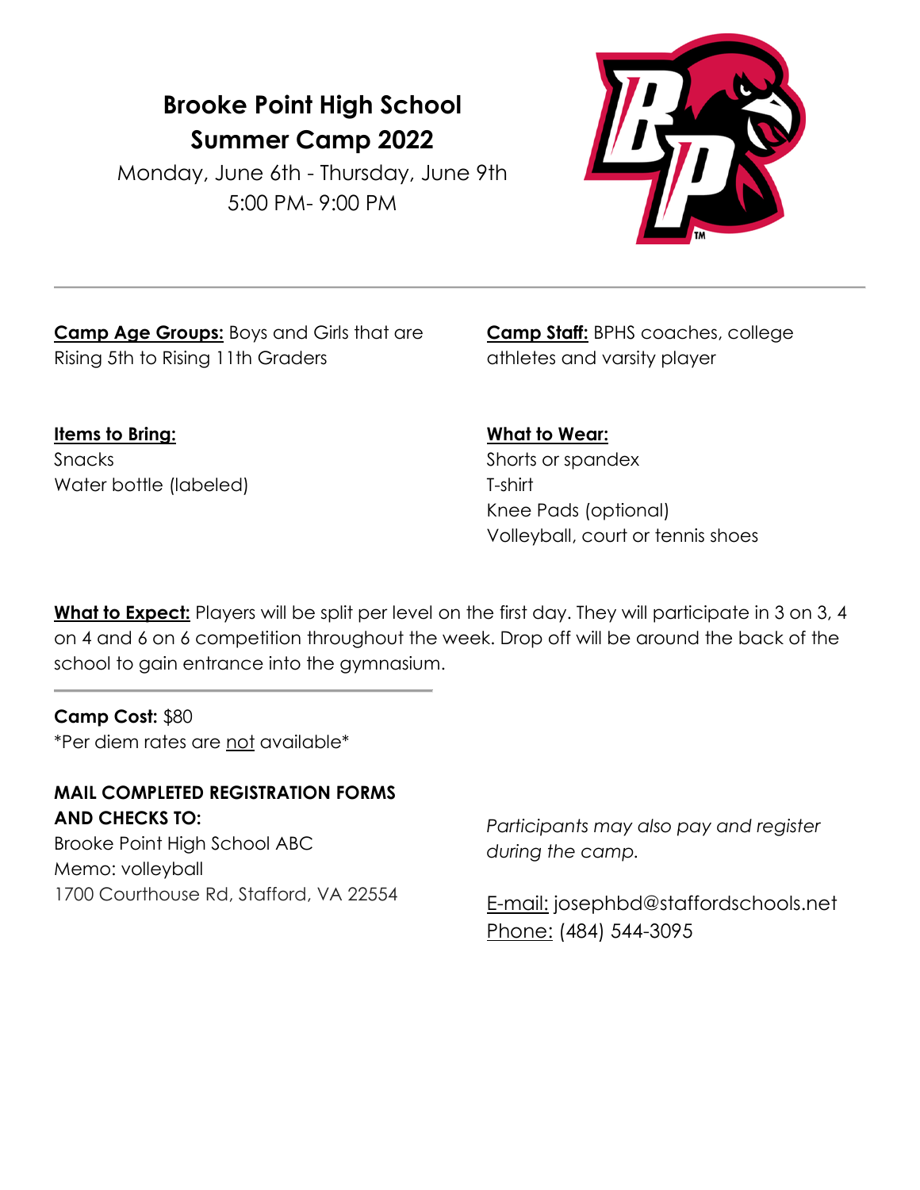# Brooke Point High School
## Summer Camp 2022

Monday, June 6th - Thursday, June 9th
5:00 PM- 9:00 PM

---

**Camp Age Groups:** Boys and Girls that are Rising 5th to Rising 11th Graders

**Camp Staff:** BPHS coaches, college athletes and varsity player

**Items to Bring:**
Snacks
Water bottle (labeled)

**What to Wear:**
Shorts or spandex
T-shirt
Knee Pads (optional)
Volleyball, court or tennis shoes

**What to Expect:** Players will be split per level on the first day. They will participate in 3 on 3, 4 on 4 and 6 on 6 competition throughout the week. Drop off will be around the back of the school to gain entrance into the gymnasium.

---

**Camp Cost:** $80
*Per diem rates are not available*

**MAIL COMPLETED REGISTRATION FORMS AND CHECKS TO:**
Brooke Point High School ABC
Memo: volleyball
1700 Courthouse Rd, Stafford, VA 22554

*Participants may also pay and register during the camp.*

E-mail: josephbd@staffordschools.net
Phone: (484) 544-3095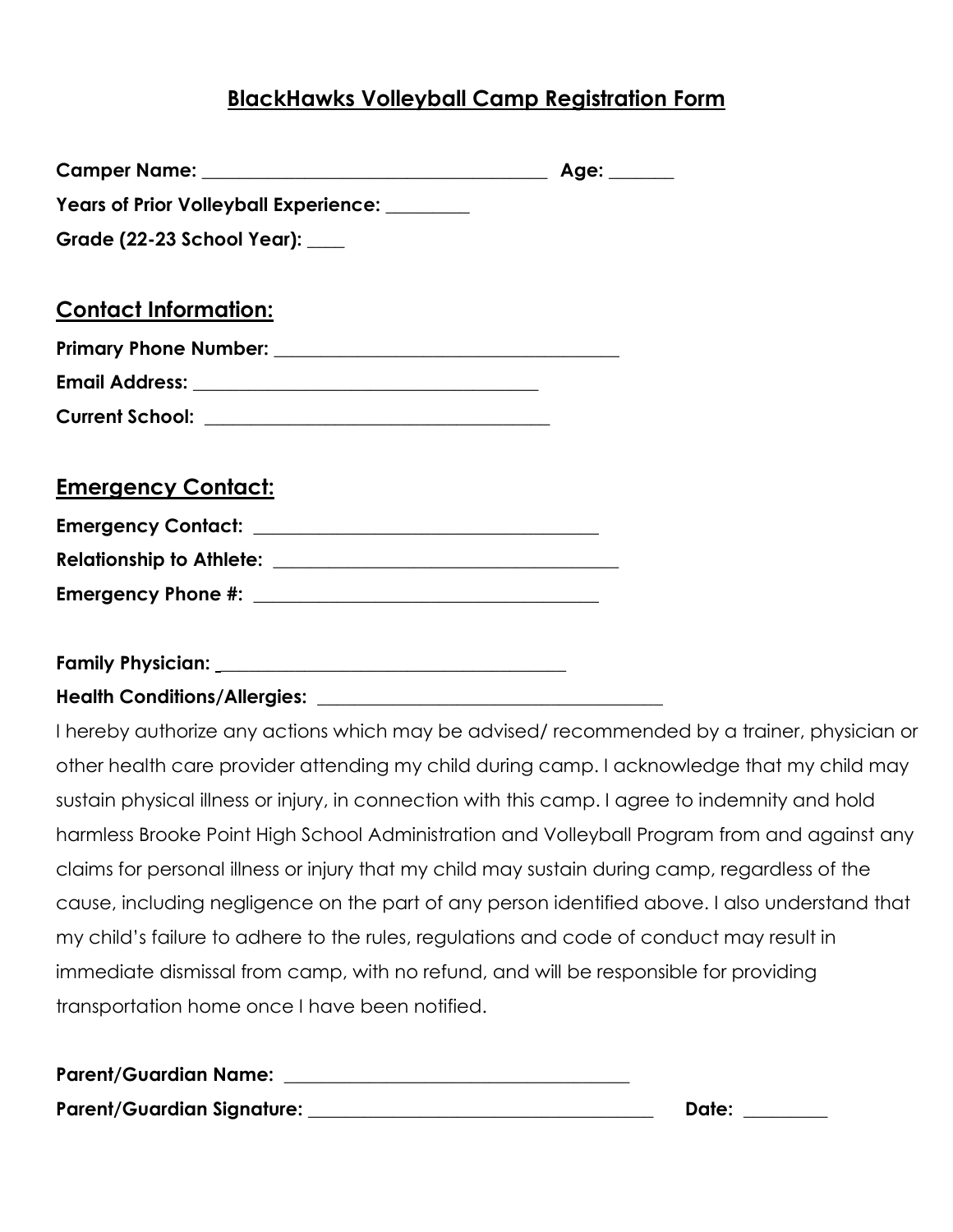# BlackHawks Volleyball Camp Registration Form

**Camper Name:** ____________________________________ **Age:** _______

**Years of Prior Volleyball Experience:** _________

**Grade (22-23 School Year):** ____

## Contact Information:

**Primary Phone Number:** ____________________________________

**Email Address:** ____________________________________

**Current School:** ____________________________________

## Emergency Contact:

**Emergency Contact:** ____________________________________

**Relationship to Athlete:** ____________________________________

**Emergency Phone #:** ____________________________________

**Family Physician:** ____________________________________

**Health Conditions/Allergies:** ____________________________________

I hereby authorize any actions which may be advised/ recommended by a trainer, physician or other health care provider attending my child during camp. I acknowledge that my child may sustain physical illness or injury, in connection with this camp. I agree to indemnity and hold harmless Brooke Point High School Administration and Volleyball Program from and against any claims for personal illness or injury that my child may sustain during camp, regardless of the cause, including negligence on the part of any person identified above. I also understand that my child's failure to adhere to the rules, regulations and code of conduct may result in immediate dismissal from camp, with no refund, and will be responsible for providing transportation home once I have been notified.

**Parent/Guardian Name:** ____________________________________

**Parent/Guardian Signature:** ____________________________________ **Date:** _________